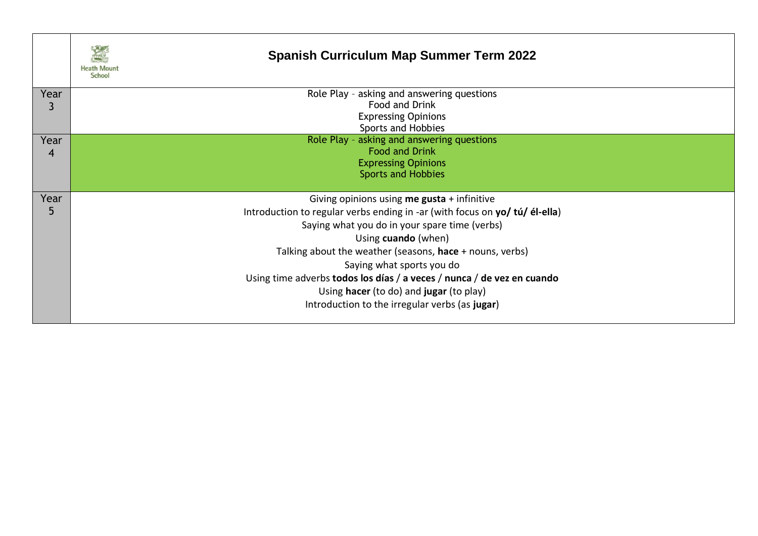| | Heath Mount School — **Spanish Curriculum Map Summer Term 2022** |
|---|---|
| Year 3 | Role Play - asking and answering questions<br>Food and Drink<br>Expressing Opinions<br>Sports and Hobbies |
| Year 4 | Role Play - asking and answering questions<br>Food and Drink<br>Expressing Opinions<br>Sports and Hobbies |
| Year 5 | Giving opinions using **me gusta** + infinitive<br>Introduction to regular verbs ending in -ar (with focus on **yo/ tú/ él-ella**)<br>Saying what you do in your spare time (verbs)<br>Using **cuando** (when)<br>Talking about the weather (seasons, **hace** + nouns, verbs)<br>Saying what sports you do<br>Using time adverbs **todos los días** / **a veces** / **nunca** / **de vez en cuando**<br>Using **hacer** (to do) and **jugar** (to play)<br>Introduction to the irregular verbs (as **jugar**) |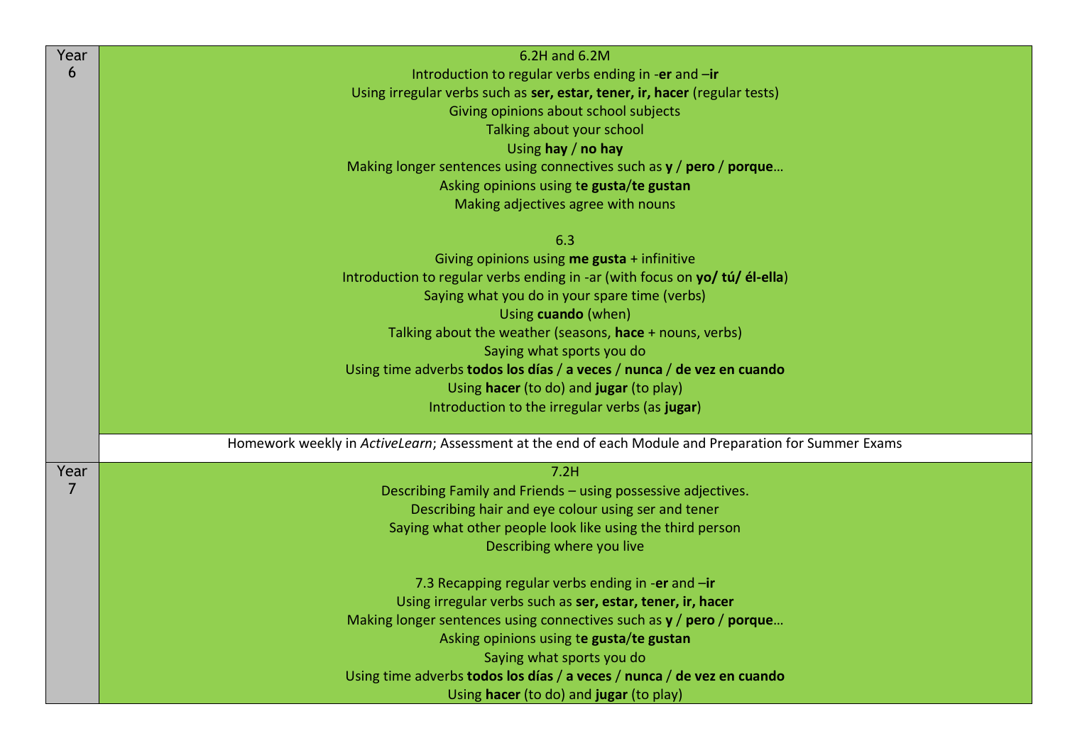| | |
|---|---|
| Year 6 | 6.2H and 6.2M<br>Introduction to regular verbs ending in -**er** and –**ir**<br>Using irregular verbs such as **ser, estar, tener, ir, hacer** (regular tests)<br>Giving opinions about school subjects<br>Talking about your school<br>Using **hay** / **no hay**<br>Making longer sentences using connectives such as **y** / **pero** / **porque**…<br>Asking opinions using t**e gusta**/**te gustan**<br>Making adjectives agree with nouns<br><br>6.3<br>Giving opinions using **me gusta** + infinitive<br>Introduction to regular verbs ending in -ar (with focus on **yo/ tú/ él-ella**)<br>Saying what you do in your spare time (verbs)<br>Using **cuando** (when)<br>Talking about the weather (seasons, **hace** + nouns, verbs)<br>Saying what sports you do<br>Using time adverbs **todos los días** / **a veces** / **nunca** / **de vez en cuando**<br>Using **hacer** (to do) and **jugar** (to play)<br>Introduction to the irregular verbs (as **jugar**) |
| | Homework weekly in *ActiveLearn*; Assessment at the end of each Module and Preparation for Summer Exams |
| Year 7 | 7.2H<br>Describing Family and Friends – using possessive adjectives.<br>Describing hair and eye colour using ser and tener<br>Saying what other people look like using the third person<br>Describing where you live<br><br>7.3 Recapping regular verbs ending in -**er** and –**ir**<br>Using irregular verbs such as **ser, estar, tener, ir, hacer**<br>Making longer sentences using connectives such as **y** / **pero** / **porque**…<br>Asking opinions using t**e gusta**/**te gustan**<br>Saying what sports you do<br>Using time adverbs **todos los días** / **a veces** / **nunca** / **de vez en cuando**<br>Using **hacer** (to do) and **jugar** (to play) |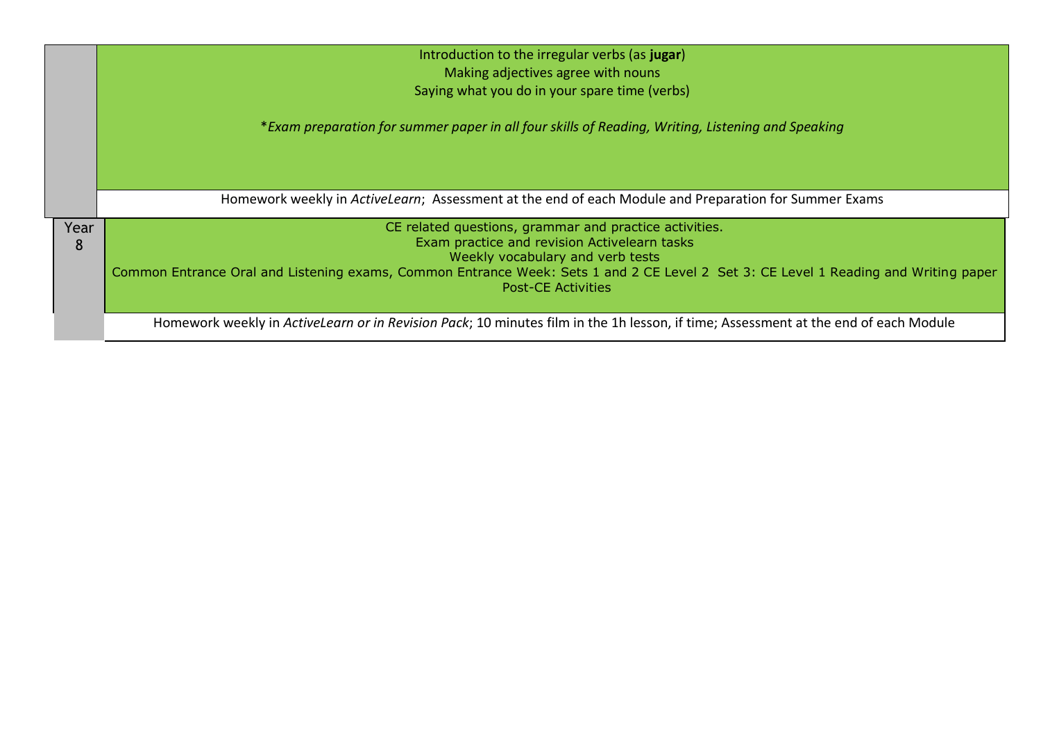| | |
|---|---|
| | Introduction to the irregular verbs (as **jugar**)<br>Making adjectives agree with nouns<br>Saying what you do in your spare time (verbs)<br><br>**Exam preparation for summer paper in all four skills of Reading, Writing, Listening and Speaking* |
| | Homework weekly in *ActiveLearn*; Assessment at the end of each Module and Preparation for Summer Exams |
| Year 8 | CE related questions, grammar and practice activities.<br>Exam practice and revision Activelearn tasks<br>Weekly vocabulary and verb tests<br>Common Entrance Oral and Listening exams, Common Entrance Week: Sets 1 and 2 CE Level 2 Set 3: CE Level 1 Reading and Writing paper<br>Post-CE Activities |
| | Homework weekly in *ActiveLearn or in Revision Pack*; 10 minutes film in the 1h lesson, if time; Assessment at the end of each Module |